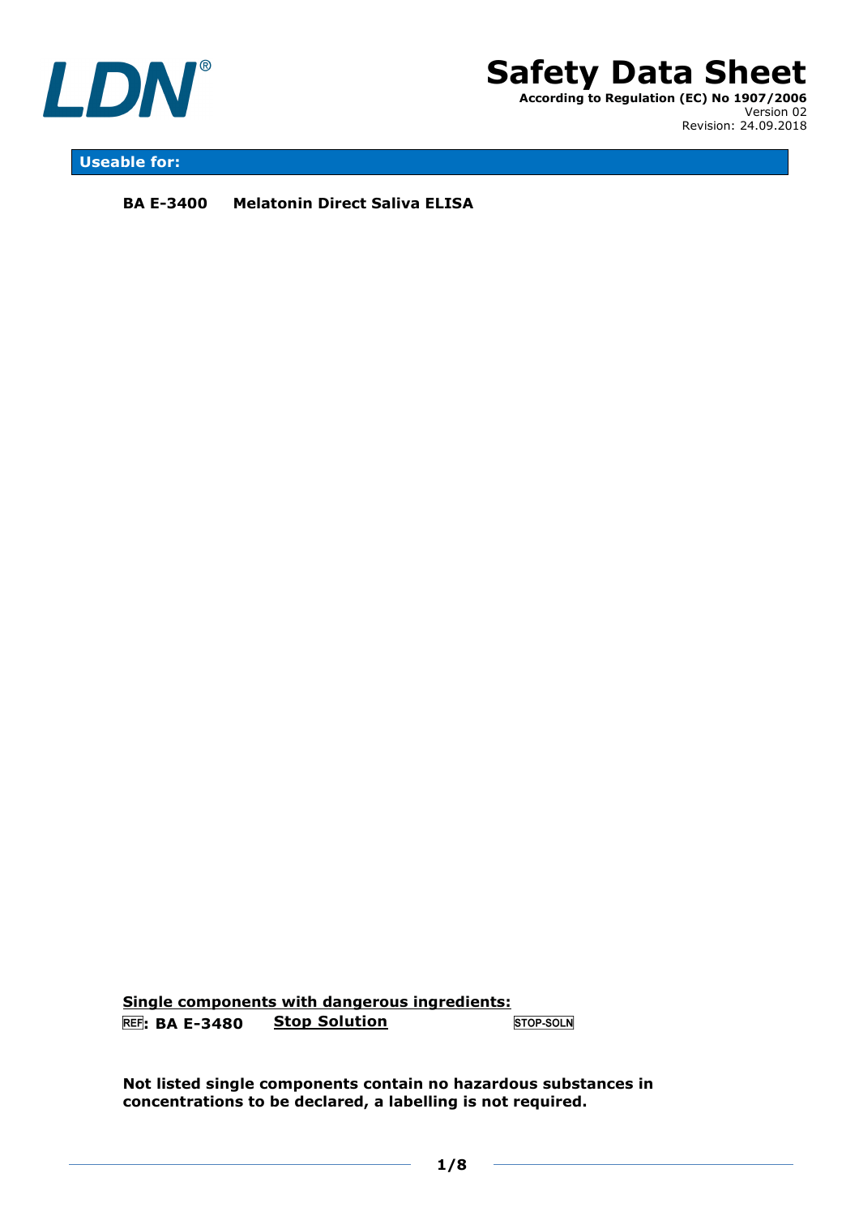LDN®

# Safety Data Sheet

**According to Regulation (EC) No 1907/2006**
Version 02
Revision: 24.09.2018

## Useable for:

**BA E-3400 Melatonin Direct Saliva ELISA**

**Single components with dangerous ingredients:**

REF: **BA E-3480** **Stop Solution** STOP-SOLN

**Not listed single components contain no hazardous substances in concentrations to be declared, a labelling is not required.**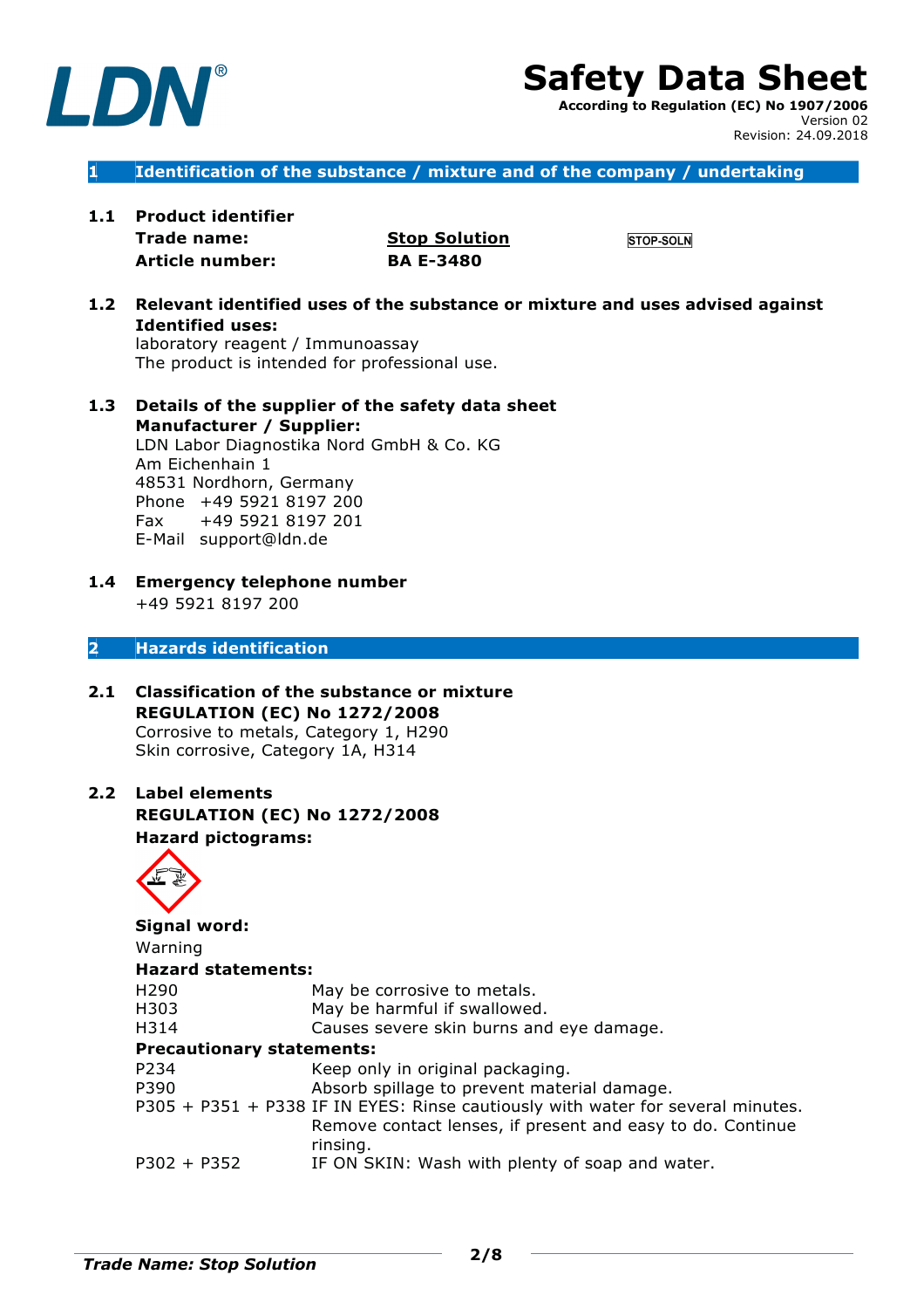**LDN®**

# Safety Data Sheet

**According to Regulation (EC) No 1907/2006**
Version 02
Revision: 24.09.2018

## 1 Identification of the substance / mixture and of the company / undertaking

### 1.1 Product identifier

**Trade name:** **Stop Solution** STOP-SOLN
**Article number:** **BA E-3480**

### 1.2 Relevant identified uses of the substance or mixture and uses advised against

**Identified uses:**
laboratory reagent / Immunoassay
The product is intended for professional use.

### 1.3 Details of the supplier of the safety data sheet

**Manufacturer / Supplier:**
LDN Labor Diagnostika Nord GmbH & Co. KG
Am Eichenhain 1
48531 Nordhorn, Germany
Phone +49 5921 8197 200
Fax +49 5921 8197 201
E-Mail support@ldn.de

### 1.4 Emergency telephone number

+49 5921 8197 200

## 2 Hazards identification

### 2.1 Classification of the substance or mixture

**REGULATION (EC) No 1272/2008**
Corrosive to metals, Category 1, H290
Skin corrosive, Category 1A, H314

### 2.2 Label elements

**REGULATION (EC) No 1272/2008**

**Hazard pictograms:**

**Signal word:**
Warning

**Hazard statements:**

| | |
|---|---|
| H290 | May be corrosive to metals. |
| H303 | May be harmful if swallowed. |
| H314 | Causes severe skin burns and eye damage. |

**Precautionary statements:**

| | |
|---|---|
| P234 | Keep only in original packaging. |
| P390 | Absorb spillage to prevent material damage. |
| P305 + P351 + P338 | IF IN EYES: Rinse cautiously with water for several minutes. Remove contact lenses, if present and easy to do. Continue rinsing. |
| P302 + P352 | IF ON SKIN: Wash with plenty of soap and water. |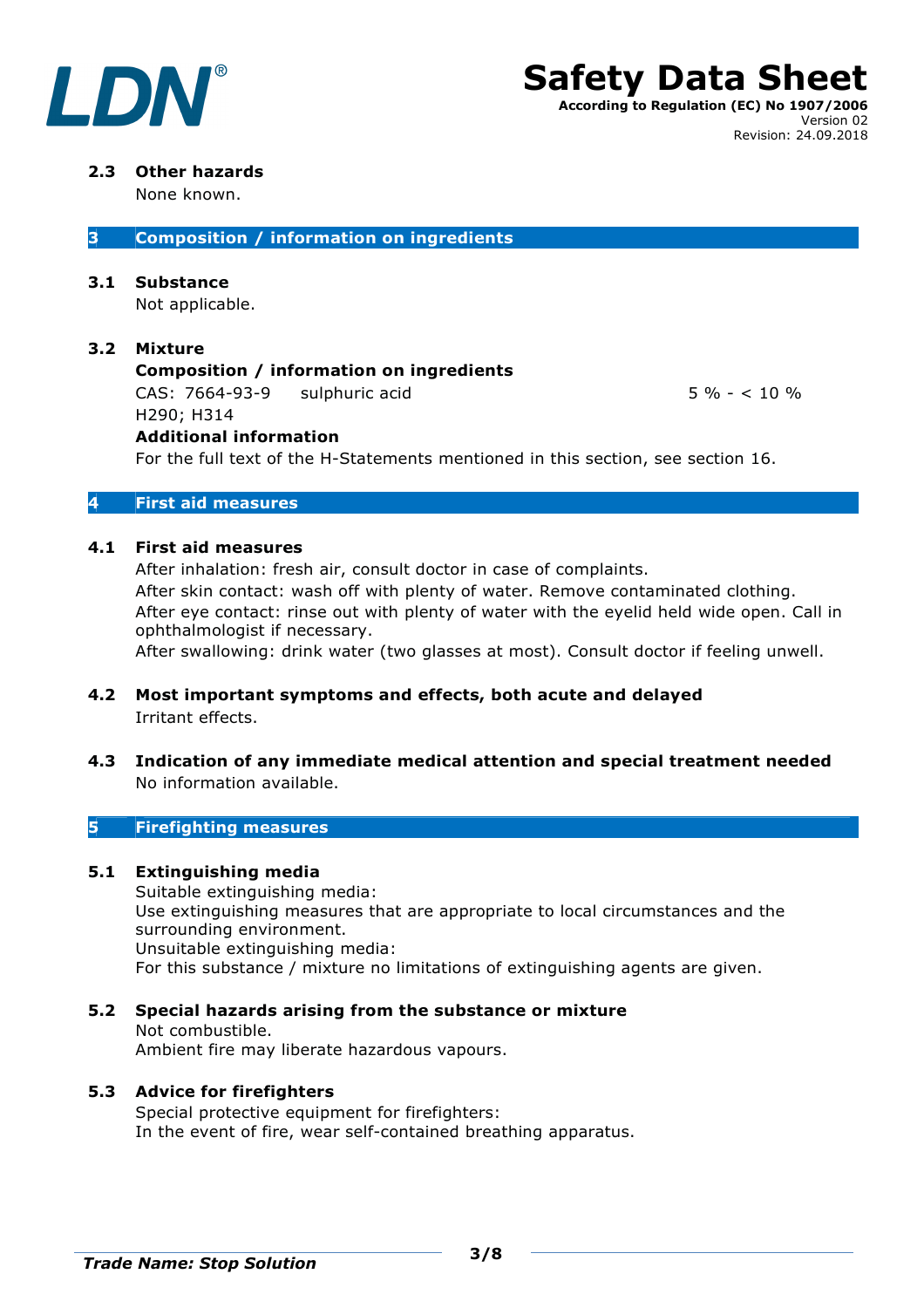### 2.3 Other hazards

None known.

## 3 Composition / information on ingredients

### 3.1 Substance

Not applicable.

### 3.2 Mixture

**Composition / information on ingredients**

CAS: 7664-93-9 sulphuric acid 5 % - < 10 %

H290; H314

**Additional information**

For the full text of the H-Statements mentioned in this section, see section 16.

## 4 First aid measures

### 4.1 First aid measures

After inhalation: fresh air, consult doctor in case of complaints.

After skin contact: wash off with plenty of water. Remove contaminated clothing.

After eye contact: rinse out with plenty of water with the eyelid held wide open. Call in ophthalmologist if necessary.

After swallowing: drink water (two glasses at most). Consult doctor if feeling unwell.

### 4.2 Most important symptoms and effects, both acute and delayed

Irritant effects.

### 4.3 Indication of any immediate medical attention and special treatment needed

No information available.

## 5 Firefighting measures

### 5.1 Extinguishing media

Suitable extinguishing media:

Use extinguishing measures that are appropriate to local circumstances and the surrounding environment.

Unsuitable extinguishing media:

For this substance / mixture no limitations of extinguishing agents are given.

### 5.2 Special hazards arising from the substance or mixture

Not combustible.

Ambient fire may liberate hazardous vapours.

### 5.3 Advice for firefighters

Special protective equipment for firefighters:

In the event of fire, wear self-contained breathing apparatus.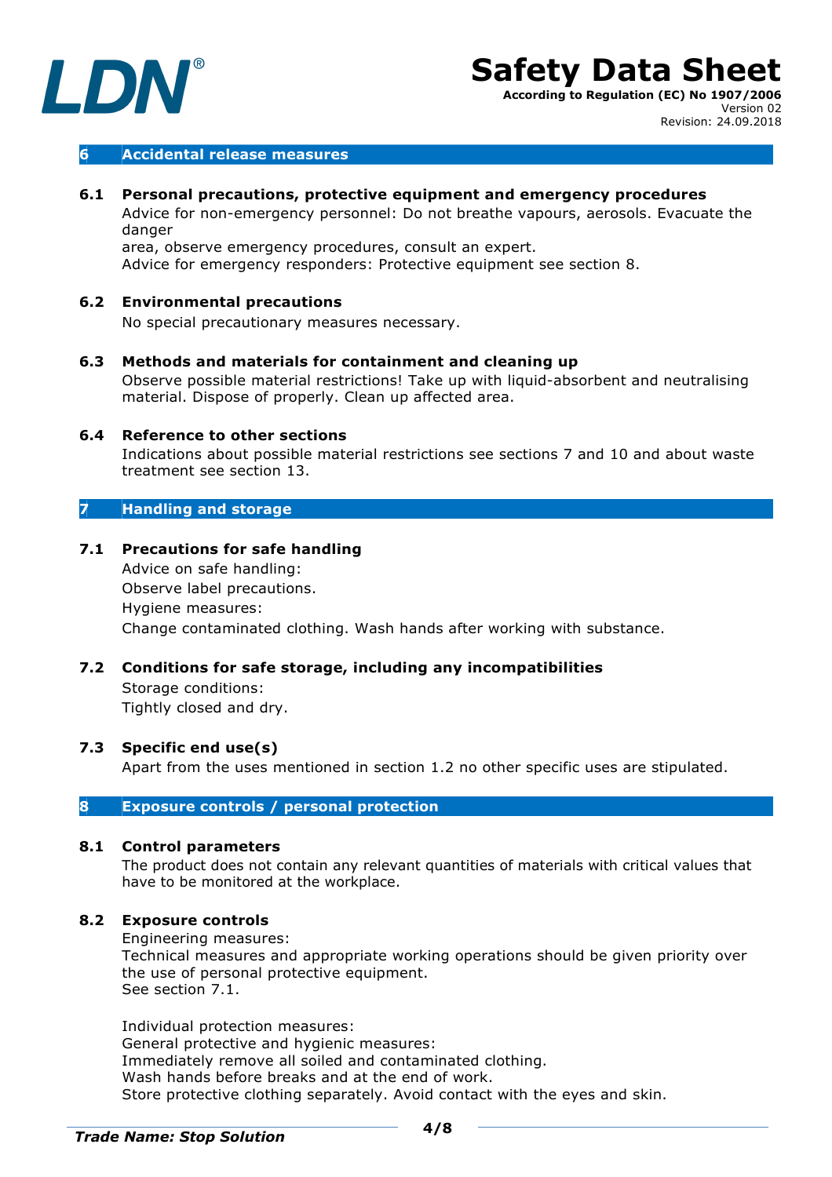## 6 Accidental release measures

### 6.1 Personal precautions, protective equipment and emergency procedures

Advice for non-emergency personnel: Do not breathe vapours, aerosols. Evacuate the danger area, observe emergency procedures, consult an expert.
Advice for emergency responders: Protective equipment see section 8.

### 6.2 Environmental precautions

No special precautionary measures necessary.

### 6.3 Methods and materials for containment and cleaning up

Observe possible material restrictions! Take up with liquid-absorbent and neutralising material. Dispose of properly. Clean up affected area.

### 6.4 Reference to other sections

Indications about possible material restrictions see sections 7 and 10 and about waste treatment see section 13.

## 7 Handling and storage

### 7.1 Precautions for safe handling

Advice on safe handling:
Observe label precautions.
Hygiene measures:
Change contaminated clothing. Wash hands after working with substance.

### 7.2 Conditions for safe storage, including any incompatibilities

Storage conditions:
Tightly closed and dry.

### 7.3 Specific end use(s)

Apart from the uses mentioned in section 1.2 no other specific uses are stipulated.

## 8 Exposure controls / personal protection

### 8.1 Control parameters

The product does not contain any relevant quantities of materials with critical values that have to be monitored at the workplace.

### 8.2 Exposure controls

Engineering measures:
Technical measures and appropriate working operations should be given priority over the use of personal protective equipment.
See section 7.1.

Individual protection measures:
General protective and hygienic measures:
Immediately remove all soiled and contaminated clothing.
Wash hands before breaks and at the end of work.
Store protective clothing separately. Avoid contact with the eyes and skin.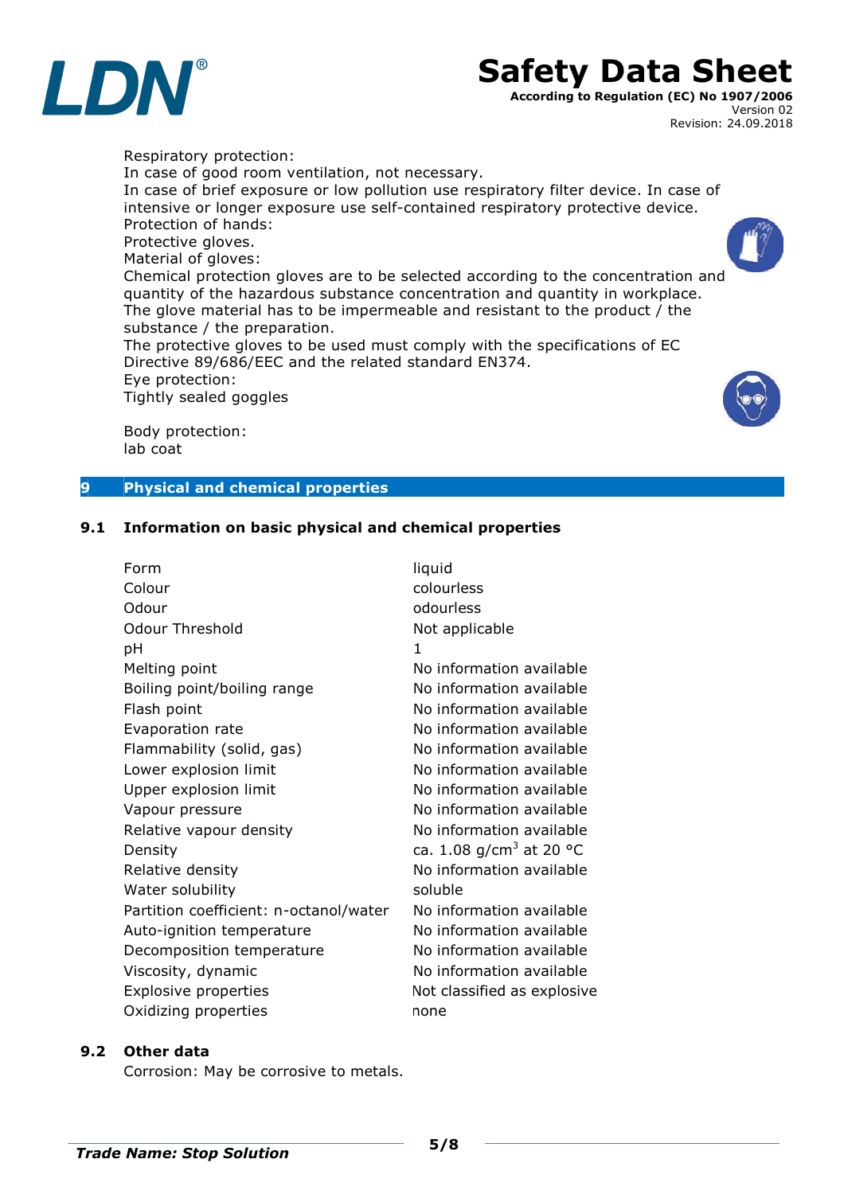Respiratory protection:
In case of good room ventilation, not necessary.
In case of brief exposure or low pollution use respiratory filter device. In case of intensive or longer exposure use self-contained respiratory protective device.
Protection of hands:
Protective gloves.
Material of gloves:
Chemical protection gloves are to be selected according to the concentration and quantity of the hazardous substance concentration and quantity in workplace.
The glove material has to be impermeable and resistant to the product / the substance / the preparation.
The protective gloves to be used must comply with the specifications of EC Directive 89/686/EEC and the related standard EN374.
Eye protection:
Tightly sealed goggles

Body protection:
lab coat

## 9 Physical and chemical properties

### 9.1 Information on basic physical and chemical properties

| | |
|---|---|
| Form | liquid |
| Colour | colourless |
| Odour | odourless |
| Odour Threshold | Not applicable |
| pH | 1 |
| Melting point | No information available |
| Boiling point/boiling range | No information available |
| Flash point | No information available |
| Evaporation rate | No information available |
| Flammability (solid, gas) | No information available |
| Lower explosion limit | No information available |
| Upper explosion limit | No information available |
| Vapour pressure | No information available |
| Relative vapour density | No information available |
| Density | ca. 1.08 g/cm$^3$ at 20 °C |
| Relative density | No information available |
| Water solubility | soluble |
| Partition coefficient: n-octanol/water | No information available |
| Auto-ignition temperature | No information available |
| Decomposition temperature | No information available |
| Viscosity, dynamic | No information available |
| Explosive properties | Not classified as explosive |
| Oxidizing properties | none |

### 9.2 Other data

Corrosion: May be corrosive to metals.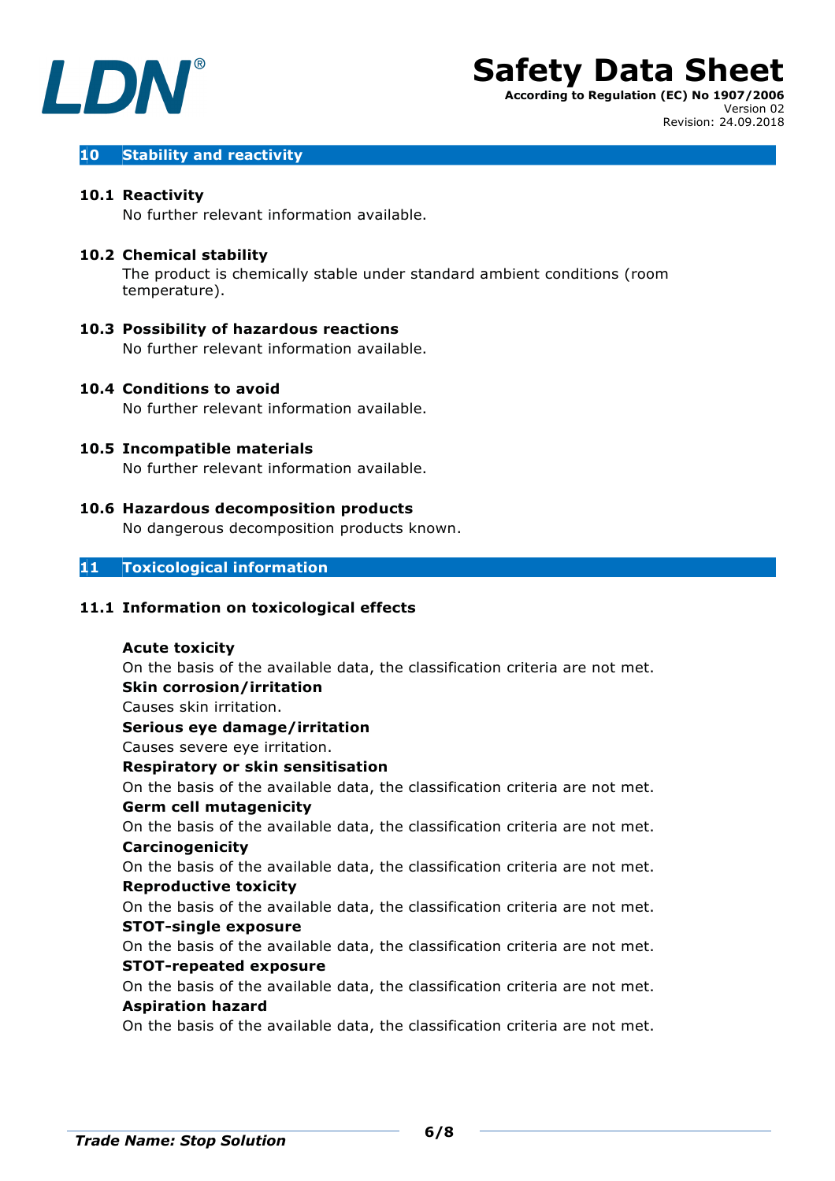## 10 Stability and reactivity

### 10.1 Reactivity

No further relevant information available.

### 10.2 Chemical stability

The product is chemically stable under standard ambient conditions (room temperature).

### 10.3 Possibility of hazardous reactions

No further relevant information available.

### 10.4 Conditions to avoid

No further relevant information available.

### 10.5 Incompatible materials

No further relevant information available.

### 10.6 Hazardous decomposition products

No dangerous decomposition products known.

## 11 Toxicological information

### 11.1 Information on toxicological effects

**Acute toxicity**
On the basis of the available data, the classification criteria are not met.

**Skin corrosion/irritation**
Causes skin irritation.

**Serious eye damage/irritation**
Causes severe eye irritation.

**Respiratory or skin sensitisation**
On the basis of the available data, the classification criteria are not met.

**Germ cell mutagenicity**
On the basis of the available data, the classification criteria are not met.

**Carcinogenicity**
On the basis of the available data, the classification criteria are not met.

**Reproductive toxicity**
On the basis of the available data, the classification criteria are not met.

**STOT-single exposure**
On the basis of the available data, the classification criteria are not met.

**STOT-repeated exposure**
On the basis of the available data, the classification criteria are not met.

**Aspiration hazard**
On the basis of the available data, the classification criteria are not met.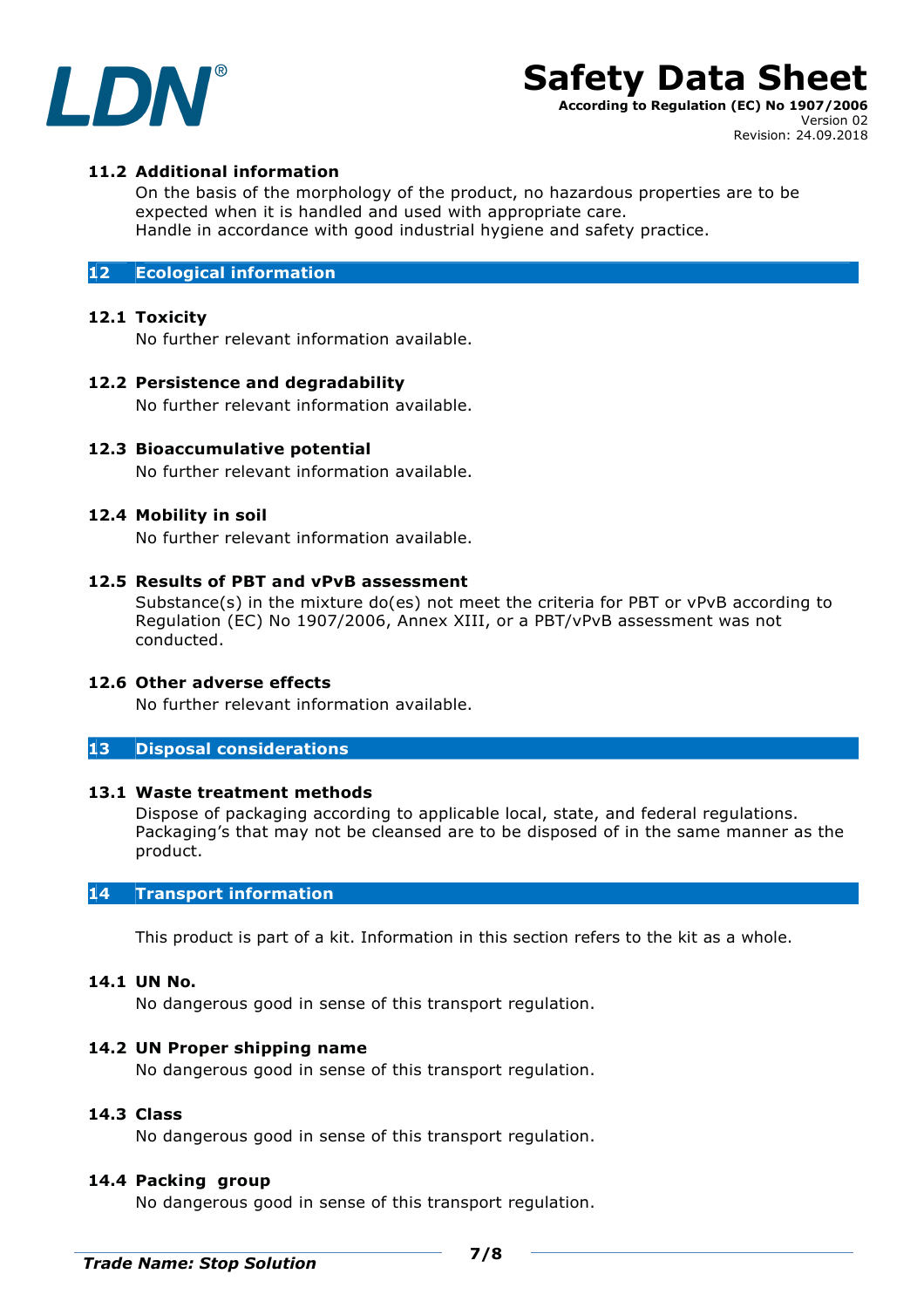### 11.2 Additional information

On the basis of the morphology of the product, no hazardous properties are to be expected when it is handled and used with appropriate care.
Handle in accordance with good industrial hygiene and safety practice.

## 12 Ecological information

### 12.1 Toxicity

No further relevant information available.

### 12.2 Persistence and degradability

No further relevant information available.

### 12.3 Bioaccumulative potential

No further relevant information available.

### 12.4 Mobility in soil

No further relevant information available.

### 12.5 Results of PBT and vPvB assessment

Substance(s) in the mixture do(es) not meet the criteria for PBT or vPvB according to Regulation (EC) No 1907/2006, Annex XIII, or a PBT/vPvB assessment was not conducted.

### 12.6 Other adverse effects

No further relevant information available.

## 13 Disposal considerations

### 13.1 Waste treatment methods

Dispose of packaging according to applicable local, state, and federal regulations.
Packaging's that may not be cleansed are to be disposed of in the same manner as the product.

## 14 Transport information

This product is part of a kit. Information in this section refers to the kit as a whole.

### 14.1 UN No.

No dangerous good in sense of this transport regulation.

### 14.2 UN Proper shipping name

No dangerous good in sense of this transport regulation.

### 14.3 Class

No dangerous good in sense of this transport regulation.

### 14.4 Packing group

No dangerous good in sense of this transport regulation.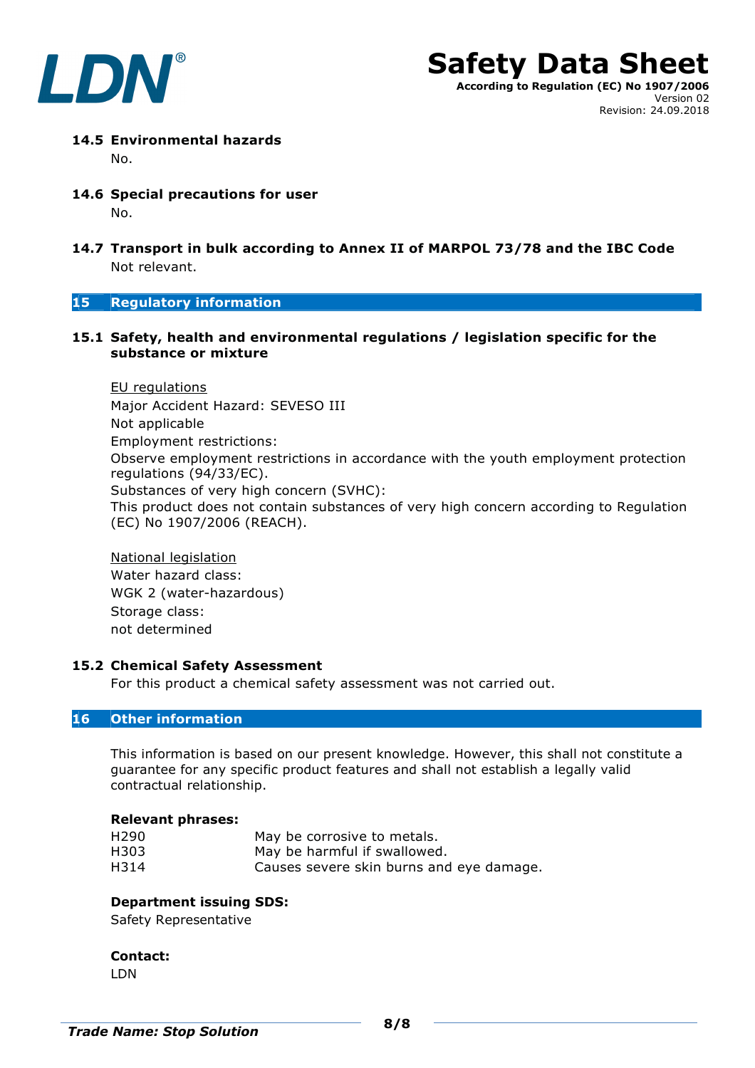### 14.5 Environmental hazards

No.

### 14.6 Special precautions for user

No.

### 14.7 Transport in bulk according to Annex II of MARPOL 73/78 and the IBC Code

Not relevant.

## 15 Regulatory information

### 15.1 Safety, health and environmental regulations / legislation specific for the substance or mixture

EU regulations

Major Accident Hazard: SEVESO III
Not applicable
Employment restrictions:
Observe employment restrictions in accordance with the youth employment protection regulations (94/33/EC).
Substances of very high concern (SVHC):
This product does not contain substances of very high concern according to Regulation (EC) No 1907/2006 (REACH).

National legislation

Water hazard class:
WGK 2 (water-hazardous)
Storage class:
not determined

### 15.2 Chemical Safety Assessment

For this product a chemical safety assessment was not carried out.

## 16 Other information

This information is based on our present knowledge. However, this shall not constitute a guarantee for any specific product features and shall not establish a legally valid contractual relationship.

**Relevant phrases:**

| | |
|---|---|
| H290 | May be corrosive to metals. |
| H303 | May be harmful if swallowed. |
| H314 | Causes severe skin burns and eye damage. |

**Department issuing SDS:**
Safety Representative

**Contact:**
LDN